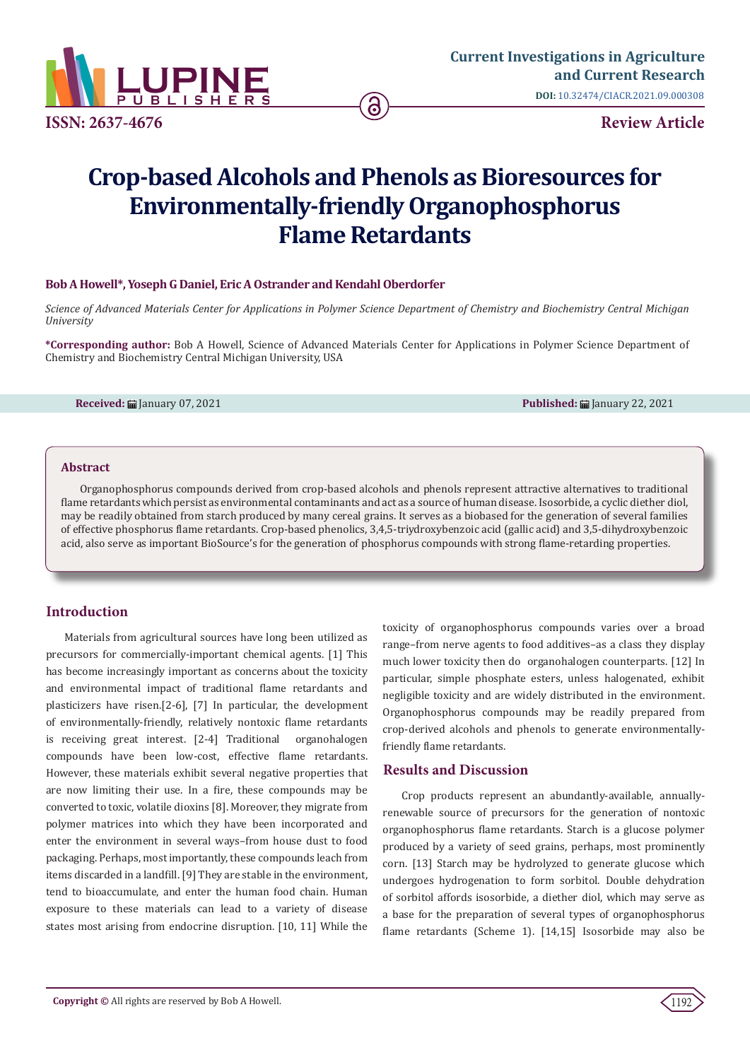# Crop-based Alcohols and Phenols as Bioresources for Environmentally-friendly Organophosphorus Flame Retardants

**Bob A Howell\*, Yoseph G Daniel, Eric A Ostrander and Kendahl Oberdorfer**

*Science of Advanced Materials Center for Applications in Polymer Science Department of Chemistry and Biochemistry Central Michigan University*

**\*Corresponding author:** Bob A Howell, Science of Advanced Materials Center for Applications in Polymer Science Department of Chemistry and Biochemistry Central Michigan University, USA

**Received:** January 07, 2021 **Published:** January 22, 2021

## Abstract

Organophosphorus compounds derived from crop-based alcohols and phenols represent attractive alternatives to traditional flame retardants which persist as environmental contaminants and act as a source of human disease. Isosorbide, a cyclic diether diol, may be readily obtained from starch produced by many cereal grains. It serves as a biobased for the generation of several families of effective phosphorus flame retardants. Crop-based phenolics, 3,4,5-triydroxybenzoic acid (gallic acid) and 3,5-dihydroxybenzoic acid, also serve as important BioSource's for the generation of phosphorus compounds with strong flame-retarding properties.

## Introduction

Materials from agricultural sources have long been utilized as precursors for commercially-important chemical agents. [1] This has become increasingly important as concerns about the toxicity and environmental impact of traditional flame retardants and plasticizers have risen.[2-6], [7] In particular, the development of environmentally-friendly, relatively nontoxic flame retardants is receiving great interest. [2-4] Traditional organohalogen compounds have been low-cost, effective flame retardants. However, these materials exhibit several negative properties that are now limiting their use. In a fire, these compounds may be converted to toxic, volatile dioxins [8]. Moreover, they migrate from polymer matrices into which they have been incorporated and enter the environment in several ways–from house dust to food packaging. Perhaps, most importantly, these compounds leach from items discarded in a landfill. [9] They are stable in the environment, tend to bioaccumulate, and enter the human food chain. Human exposure to these materials can lead to a variety of disease states most arising from endocrine disruption. [10, 11] While the toxicity of organophosphorus compounds varies over a broad range–from nerve agents to food additives–as a class they display much lower toxicity then do organohalogen counterparts. [12] In particular, simple phosphate esters, unless halogenated, exhibit negligible toxicity and are widely distributed in the environment. Organophosphorus compounds may be readily prepared from crop-derived alcohols and phenols to generate environmentally-friendly flame retardants.

## Results and Discussion

Crop products represent an abundantly-available, annually-renewable source of precursors for the generation of nontoxic organophosphorus flame retardants. Starch is a glucose polymer produced by a variety of seed grains, perhaps, most prominently corn. [13] Starch may be hydrolyzed to generate glucose which undergoes hydrogenation to form sorbitol. Double dehydration of sorbitol affords isosorbide, a diether diol, which may serve as a base for the preparation of several types of organophosphorus flame retardants (Scheme 1). [14,15] Isosorbide may also be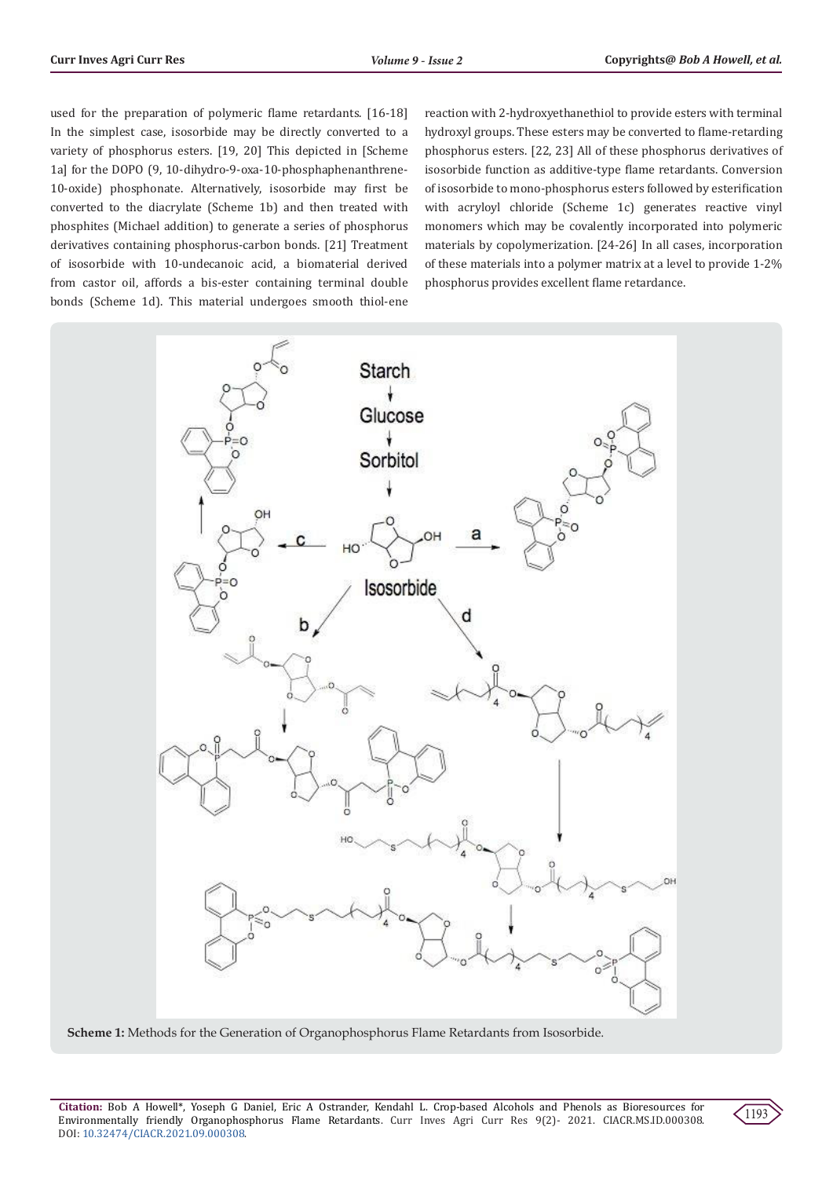used for the preparation of polymeric flame retardants. [16-18] In the simplest case, isosorbide may be directly converted to a variety of phosphorus esters. [19, 20] This depicted in [Scheme 1a] for the DOPO (9, 10-dihydro-9-oxa-10-phosphaphenanthrene-10-oxide) phosphonate. Alternatively, isosorbide may first be converted to the diacrylate (Scheme 1b) and then treated with phosphites (Michael addition) to generate a series of phosphorus derivatives containing phosphorus-carbon bonds. [21] Treatment of isosorbide with 10-undecanoic acid, a biomaterial derived from castor oil, affords a bis-ester containing terminal double bonds (Scheme 1d). This material undergoes smooth thiol-ene reaction with 2-hydroxyethanethiol to provide esters with terminal hydroxyl groups. These esters may be converted to flame-retarding phosphorus esters. [22, 23] All of these phosphorus derivatives of isosorbide function as additive-type flame retardants. Conversion of isosorbide to mono-phosphorus esters followed by esterification with acryloyl chloride (Scheme 1c) generates reactive vinyl monomers which may be covalently incorporated into polymeric materials by copolymerization. [24-26] In all cases, incorporation of these materials into a polymer matrix at a level to provide 1-2% phosphorus provides excellent flame retardance.

**Scheme 1:** Methods for the Generation of Organophosphorus Flame Retardants from Isosorbide.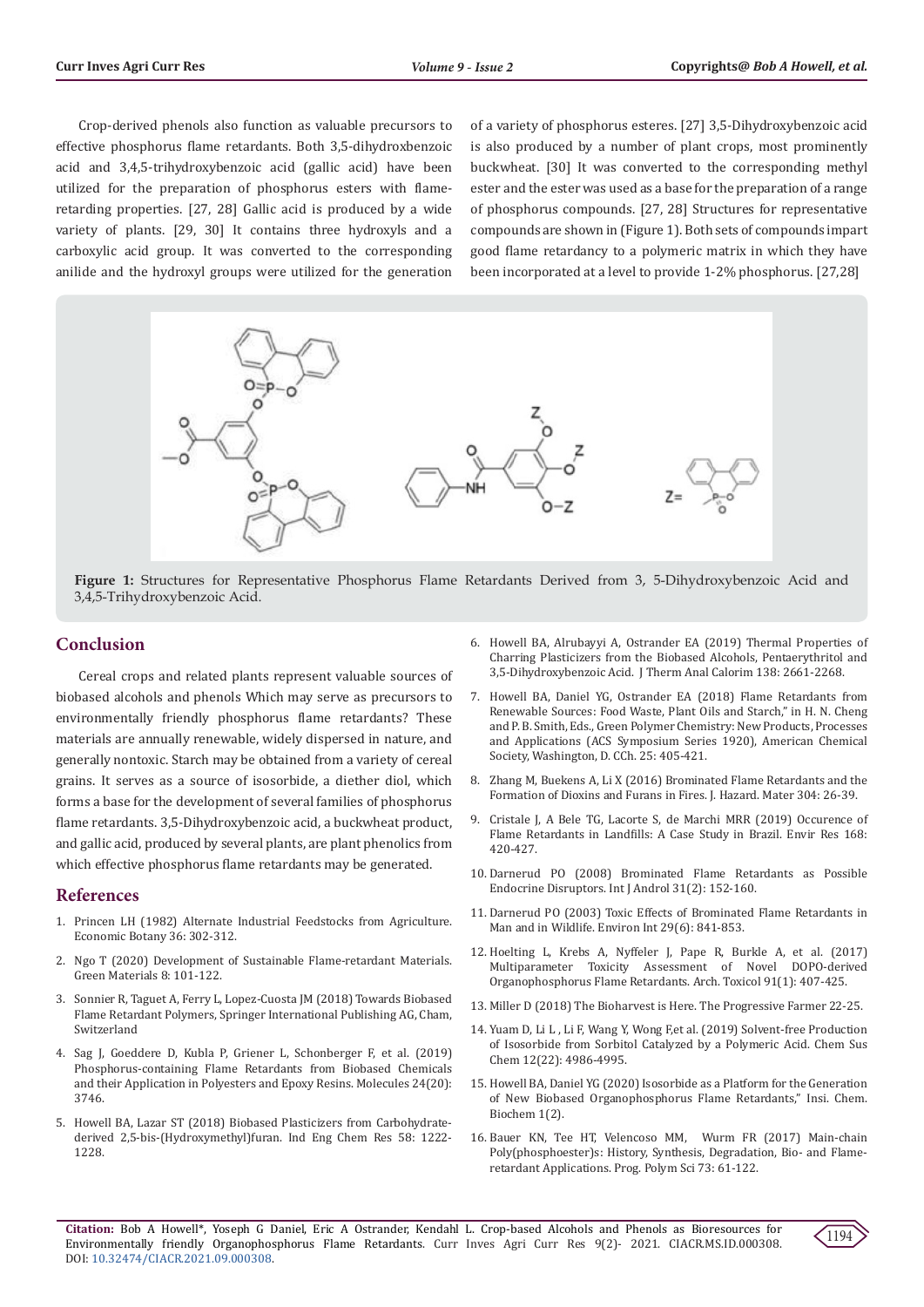Crop-derived phenols also function as valuable precursors to effective phosphorus flame retardants. Both 3,5-dihydroxbenzoic acid and 3,4,5-trihydroxybenzoic acid (gallic acid) have been utilized for the preparation of phosphorus esters with flame-retarding properties. [27, 28] Gallic acid is produced by a wide variety of plants. [29, 30] It contains three hydroxyls and a carboxylic acid group. It was converted to the corresponding anilide and the hydroxyl groups were utilized for the generation of a variety of phosphorus esteres. [27] 3,5-Dihydroxybenzoic acid is also produced by a number of plant crops, most prominently buckwheat. [30] It was converted to the corresponding methyl ester and the ester was used as a base for the preparation of a range of phosphorus compounds. [27, 28] Structures for representative compounds are shown in (Figure 1). Both sets of compounds impart good flame retardancy to a polymeric matrix in which they have been incorporated at a level to provide 1-2% phosphorus. [27,28]

**Figure 1:** Structures for Representative Phosphorus Flame Retardants Derived from 3, 5-Dihydroxybenzoic Acid and 3,4,5-Trihydroxybenzoic Acid.

## Conclusion

Cereal crops and related plants represent valuable sources of biobased alcohols and phenols Which may serve as precursors to environmentally friendly phosphorus flame retardants? These materials are annually renewable, widely dispersed in nature, and generally nontoxic. Starch may be obtained from a variety of cereal grains. It serves as a source of isosorbide, a diether diol, which forms a base for the development of several families of phosphorus flame retardants. 3,5-Dihydroxybenzoic acid, a buckwheat product, and gallic acid, produced by several plants, are plant phenolics from which effective phosphorus flame retardants may be generated.

## References

1. Princen LH (1982) Alternate Industrial Feedstocks from Agriculture. Economic Botany 36: 302-312.
2. Ngo T (2020) Development of Sustainable Flame-retardant Materials. Green Materials 8: 101-122.
3. Sonnier R, Taguet A, Ferry L, Lopez-Cuosta JM (2018) Towards Biobased Flame Retardant Polymers, Springer International Publishing AG, Cham, Switzerland
4. Sag J, Goeddere D, Kubla P, Griener L, Schonberger F, et al. (2019) Phosphorus-containing Flame Retardants from Biobased Chemicals and their Application in Polyesters and Epoxy Resins. Molecules 24(20): 3746.
5. Howell BA, Lazar ST (2018) Biobased Plasticizers from Carbohydrate-derived 2,5-bis-(Hydroxymethyl)furan. Ind Eng Chem Res 58: 1222-1228.
6. Howell BA, Alrubayyi A, Ostrander EA (2019) Thermal Properties of Charring Plasticizers from the Biobased Alcohols, Pentaerythritol and 3,5-Dihydroxybenzoic Acid. J Therm Anal Calorim 138: 2661-2268.
7. Howell BA, Daniel YG, Ostrander EA (2018) Flame Retardants from Renewable Sources: Food Waste, Plant Oils and Starch," in H. N. Cheng and P. B. Smith, Eds., Green Polymer Chemistry: New Products, Processes and Applications (ACS Symposium Series 1920), American Chemical Society, Washington, D. CCh. 25: 405-421.
8. Zhang M, Buekens A, Li X (2016) Brominated Flame Retardants and the Formation of Dioxins and Furans in Fires. J. Hazard. Mater 304: 26-39.
9. Cristale J, A Bele TG, Lacorte S, de Marchi MRR (2019) Occurence of Flame Retardants in Landfills: A Case Study in Brazil. Envir Res 168: 420-427.
10. Darnerud PO (2008) Brominated Flame Retardants as Possible Endocrine Disruptors. Int J Androl 31(2): 152-160.
11. Darnerud PO (2003) Toxic Effects of Brominated Flame Retardants in Man and in Wildlife. Environ Int 29(6): 841-853.
12. Hoelting L, Krebs A, Nyffeler J, Pape R, Burkle A, et al. (2017) Multiparameter Toxicity Assessment of Novel DOPO-derived Organophosphorus Flame Retardants. Arch. Toxicol 91(1): 407-425.
13. Miller D (2018) The Bioharvest is Here. The Progressive Farmer 22-25.
14. Yuam D, Li L , Li F, Wang Y, Wong F,et al. (2019) Solvent-free Production of Isosorbide from Sorbitol Catalyzed by a Polymeric Acid. Chem Sus Chem 12(22): 4986-4995.
15. Howell BA, Daniel YG (2020) Isosorbide as a Platform for the Generation of New Biobased Organophosphorus Flame Retardants," Insi. Chem. Biochem 1(2).
16. Bauer KN, Tee HT, Velencoso MM, Wurm FR (2017) Main-chain Poly(phosphoester)s: History, Synthesis, Degradation, Bio- and Flame-retardant Applications. Prog. Polym Sci 73: 61-122.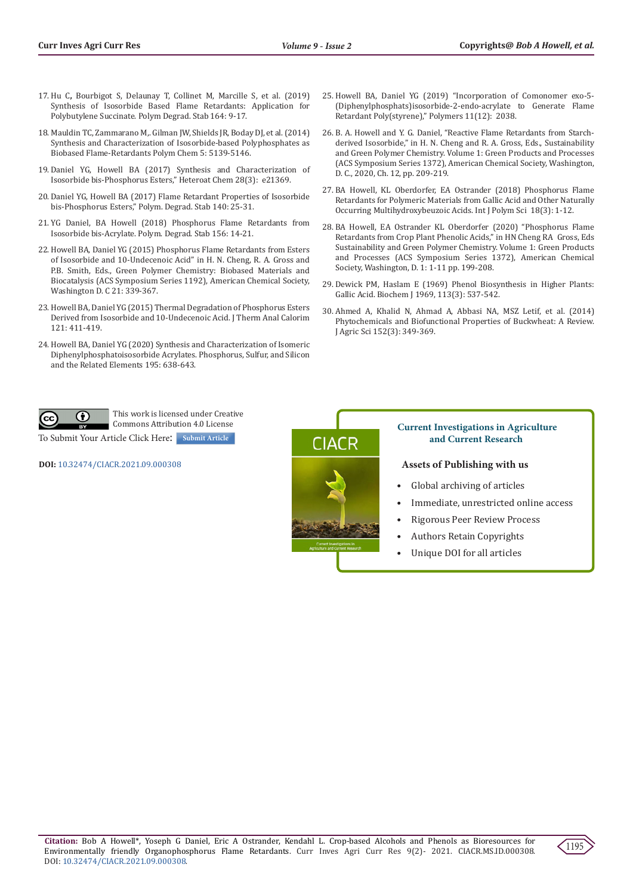17. Hu C, Bourbigot S, Delaunay T, Collinet M, Marcille S, et al. (2019) Synthesis of Isosorbide Based Flame Retardants: Application for Polybutylene Succinate. Polym Degrad. Stab 164: 9-17.
18. Mauldin TC, Zammarano M,. Gilman JW, Shields JR, Boday DJ, et al. (2014) Synthesis and Characterization of Isosorbide-based Polyphosphates as Biobased Flame-Retardants Polym Chem 5: 5139-5146.
19. Daniel YG, Howell BA (2017) Synthesis and Characterization of Isosorbide bis-Phosphorus Esters," Heteroat Chem 28(3): e21369.
20. Daniel YG, Howell BA (2017) Flame Retardant Properties of Isosorbide bis-Phosphorus Esters," Polym. Degrad. Stab 140: 25-31.
21. YG Daniel, BA Howell (2018) Phosphorus Flame Retardants from Isosorbide bis-Acrylate. Polym. Degrad. Stab 156: 14-21.
22. Howell BA, Daniel YG (2015) Phosphorus Flame Retardants from Esters of Isosorbide and 10-Undecenoic Acid" in H. N. Cheng, R. A. Gross and P.B. Smith, Eds., Green Polymer Chemistry: Biobased Materials and Biocatalysis (ACS Symposium Series 1192), American Chemical Society, Washington D. C 21: 339-367.
23. Howell BA, Daniel YG (2015) Thermal Degradation of Phosphorus Esters Derived from Isosorbide and 10-Undecenoic Acid. J Therm Anal Calorim 121: 411-419.
24. Howell BA, Daniel YG (2020) Synthesis and Characterization of Isomeric Diphenylphosphatoisosorbide Acrylates. Phosphorus, Sulfur, and Silicon and the Related Elements 195: 638-643.
25. Howell BA, Daniel YG (2019) "Incorporation of Comonomer exo-5-(Diphenylphosphats)isosorbide-2-endo-acrylate to Generate Flame Retardant Poly(styrene)," Polymers 11(12): 2038.
26. B. A. Howell and Y. G. Daniel, "Reactive Flame Retardants from Starch-derived Isosorbide," in H. N. Cheng and R. A. Gross, Eds., Sustainability and Green Polymer Chemistry. Volume 1: Green Products and Processes (ACS Symposium Series 1372), American Chemical Society, Washington, D. C., 2020, Ch. 12, pp. 209-219.
27. BA Howell, KL Oberdorfer, EA Ostrander (2018) Phosphorus Flame Retardants for Polymeric Materials from Gallic Acid and Other Naturally Occurring Multihydroxybeuzoic Acids. Int J Polym Sci 18(3): 1-12.
28. BA Howell, EA Ostrander KL Oberdorfer (2020) "Phosphorus Flame Retardants from Crop Plant Phenolic Acids," in HN Cheng RA Gross, Eds Sustainability and Green Polymer Chemistry. Volume 1: Green Products and Processes (ACS Symposium Series 1372), American Chemical Society, Washington, D. 1: 1-11 pp. 199-208.
29. Dewick PM, Haslam E (1969) Phenol Biosynthesis in Higher Plants: Gallic Acid. Biochem J 1969, 113(3): 537-542.
30. Ahmed A, Khalid N, Ahmad A, Abbasi NA, MSZ Letif, et al. (2014) Phytochemicals and Biofunctional Properties of Buckwheat: A Review. J Agric Sci 152(3): 349-369.

This work is licensed under Creative Commons Attribution 4.0 License

To Submit Your Article Click Here: Submit Article

**DOI:** 10.32474/CIACR.2021.09.000308

**Current Investigations in Agriculture and Current Research**

**Assets of Publishing with us**

- Global archiving of articles
- Immediate, unrestricted online access
- Rigorous Peer Review Process
- Authors Retain Copyrights
- Unique DOI for all articles

**Citation:** Bob A Howell*, Yoseph G Daniel, Eric A Ostrander, Kendahl L. Crop-based Alcohols and Phenols as Bioresources for Environmentally friendly Organophosphorus Flame Retardants. Curr Inves Agri Curr Res 9(2)- 2021. CIACR.MS.ID.000308. DOI: 10.32474/CIACR.2021.09.000308.